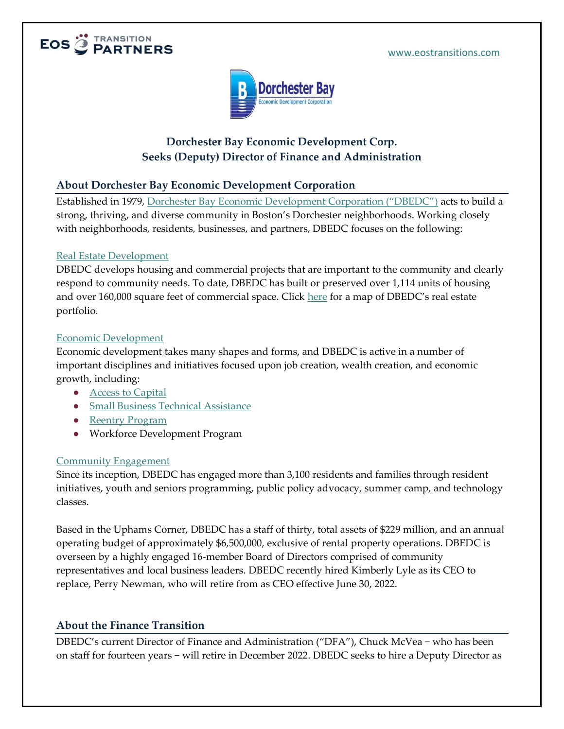www.eostransitions.com

## Dorchester Bay Economic Development Corp.
## Seeks (Deputy) Director of Finance and Administration

### About Dorchester Bay Economic Development Corporation

Established in 1979, Dorchester Bay Economic Development Corporation ("DBEDC") acts to build a strong, thriving, and diverse community in Boston's Dorchester neighborhoods. Working closely with neighborhoods, residents, businesses, and partners, DBEDC focuses on the following:

Real Estate Development

DBEDC develops housing and commercial projects that are important to the community and clearly respond to community needs. To date, DBEDC has built or preserved over 1,114 units of housing and over 160,000 square feet of commercial space. Click here for a map of DBEDC's real estate portfolio.

Economic Development

Economic development takes many shapes and forms, and DBEDC is active in a number of important disciplines and initiatives focused upon job creation, wealth creation, and economic growth, including:

- Access to Capital
- Small Business Technical Assistance
- Reentry Program
- Workforce Development Program

Community Engagement

Since its inception, DBEDC has engaged more than 3,100 residents and families through resident initiatives, youth and seniors programming, public policy advocacy, summer camp, and technology classes.

Based in the Uphams Corner, DBEDC has a staff of thirty, total assets of $229 million, and an annual operating budget of approximately $6,500,000, exclusive of rental property operations. DBEDC is overseen by a highly engaged 16-member Board of Directors comprised of community representatives and local business leaders. DBEDC recently hired Kimberly Lyle as its CEO to replace, Perry Newman, who will retire from as CEO effective June 30, 2022.

### About the Finance Transition

DBEDC's current Director of Finance and Administration ("DFA"), Chuck McVea – who has been on staff for fourteen years – will retire in December 2022. DBEDC seeks to hire a Deputy Director as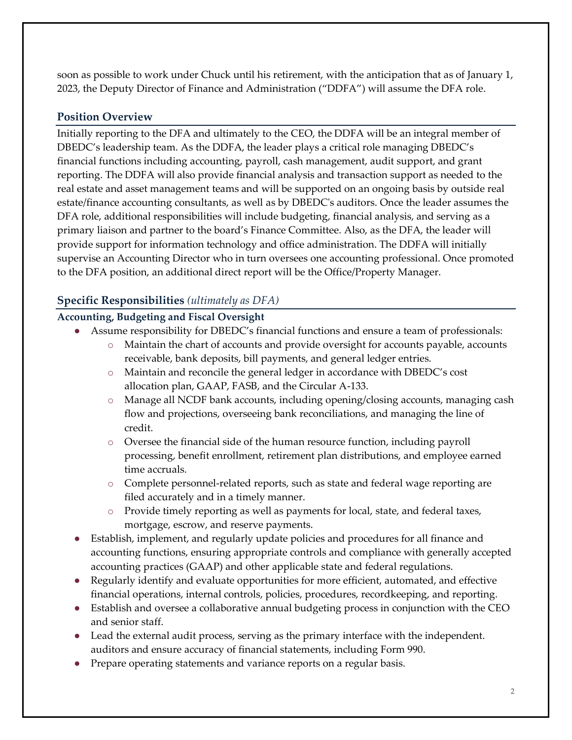soon as possible to work under Chuck until his retirement, with the anticipation that as of January 1, 2023, the Deputy Director of Finance and Administration ("DDFA") will assume the DFA role.

## Position Overview

Initially reporting to the DFA and ultimately to the CEO, the DDFA will be an integral member of DBEDC's leadership team. As the DDFA, the leader plays a critical role managing DBEDC's financial functions including accounting, payroll, cash management, audit support, and grant reporting. The DDFA will also provide financial analysis and transaction support as needed to the real estate and asset management teams and will be supported on an ongoing basis by outside real estate/finance accounting consultants, as well as by DBEDC's auditors. Once the leader assumes the DFA role, additional responsibilities will include budgeting, financial analysis, and serving as a primary liaison and partner to the board's Finance Committee. Also, as the DFA, the leader will provide support for information technology and office administration. The DDFA will initially supervise an Accounting Director who in turn oversees one accounting professional. Once promoted to the DFA position, an additional direct report will be the Office/Property Manager.

## Specific Responsibilities *(ultimately as DFA)*

### Accounting, Budgeting and Fiscal Oversight

- Assume responsibility for DBEDC's financial functions and ensure a team of professionals:
  - Maintain the chart of accounts and provide oversight for accounts payable, accounts receivable, bank deposits, bill payments, and general ledger entries.
  - Maintain and reconcile the general ledger in accordance with DBEDC's cost allocation plan, GAAP, FASB, and the Circular A-133.
  - Manage all NCDF bank accounts, including opening/closing accounts, managing cash flow and projections, overseeing bank reconciliations, and managing the line of credit.
  - Oversee the financial side of the human resource function, including payroll processing, benefit enrollment, retirement plan distributions, and employee earned time accruals.
  - Complete personnel-related reports, such as state and federal wage reporting are filed accurately and in a timely manner.
  - Provide timely reporting as well as payments for local, state, and federal taxes, mortgage, escrow, and reserve payments.
- Establish, implement, and regularly update policies and procedures for all finance and accounting functions, ensuring appropriate controls and compliance with generally accepted accounting practices (GAAP) and other applicable state and federal regulations.
- Regularly identify and evaluate opportunities for more efficient, automated, and effective financial operations, internal controls, policies, procedures, recordkeeping, and reporting.
- Establish and oversee a collaborative annual budgeting process in conjunction with the CEO and senior staff.
- Lead the external audit process, serving as the primary interface with the independent. auditors and ensure accuracy of financial statements, including Form 990.
- Prepare operating statements and variance reports on a regular basis.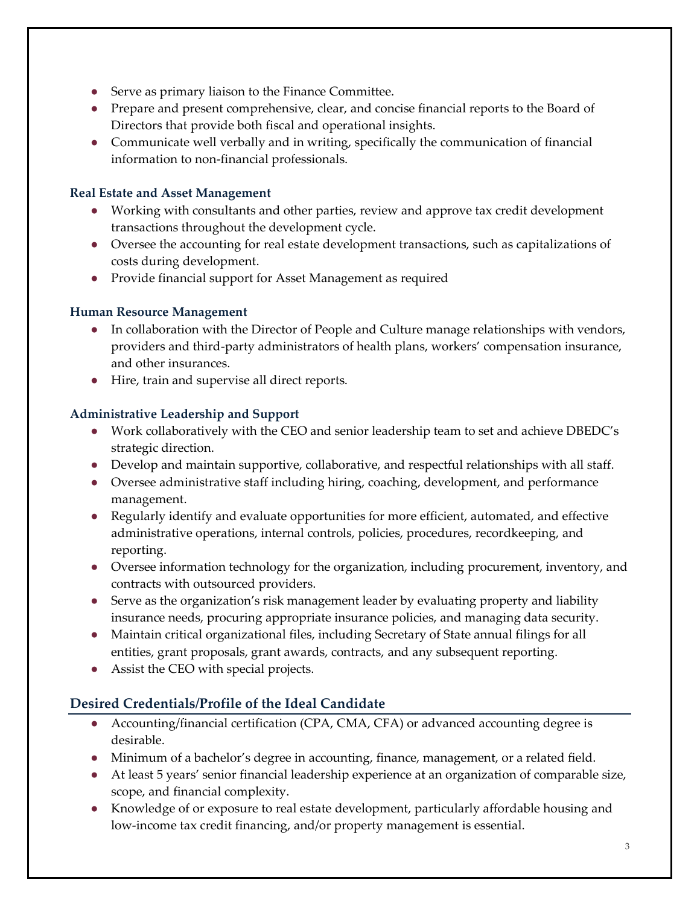- Serve as primary liaison to the Finance Committee.
- Prepare and present comprehensive, clear, and concise financial reports to the Board of Directors that provide both fiscal and operational insights.
- Communicate well verbally and in writing, specifically the communication of financial information to non-financial professionals.

### Real Estate and Asset Management

- Working with consultants and other parties, review and approve tax credit development transactions throughout the development cycle.
- Oversee the accounting for real estate development transactions, such as capitalizations of costs during development.
- Provide financial support for Asset Management as required

### Human Resource Management

- In collaboration with the Director of People and Culture manage relationships with vendors, providers and third-party administrators of health plans, workers' compensation insurance, and other insurances.
- Hire, train and supervise all direct reports.

### Administrative Leadership and Support

- Work collaboratively with the CEO and senior leadership team to set and achieve DBEDC's strategic direction.
- Develop and maintain supportive, collaborative, and respectful relationships with all staff.
- Oversee administrative staff including hiring, coaching, development, and performance management.
- Regularly identify and evaluate opportunities for more efficient, automated, and effective administrative operations, internal controls, policies, procedures, recordkeeping, and reporting.
- Oversee information technology for the organization, including procurement, inventory, and contracts with outsourced providers.
- Serve as the organization's risk management leader by evaluating property and liability insurance needs, procuring appropriate insurance policies, and managing data security.
- Maintain critical organizational files, including Secretary of State annual filings for all entities, grant proposals, grant awards, contracts, and any subsequent reporting.
- Assist the CEO with special projects.

## Desired Credentials/Profile of the Ideal Candidate

- Accounting/financial certification (CPA, CMA, CFA) or advanced accounting degree is desirable.
- Minimum of a bachelor's degree in accounting, finance, management, or a related field.
- At least 5 years' senior financial leadership experience at an organization of comparable size, scope, and financial complexity.
- Knowledge of or exposure to real estate development, particularly affordable housing and low-income tax credit financing, and/or property management is essential.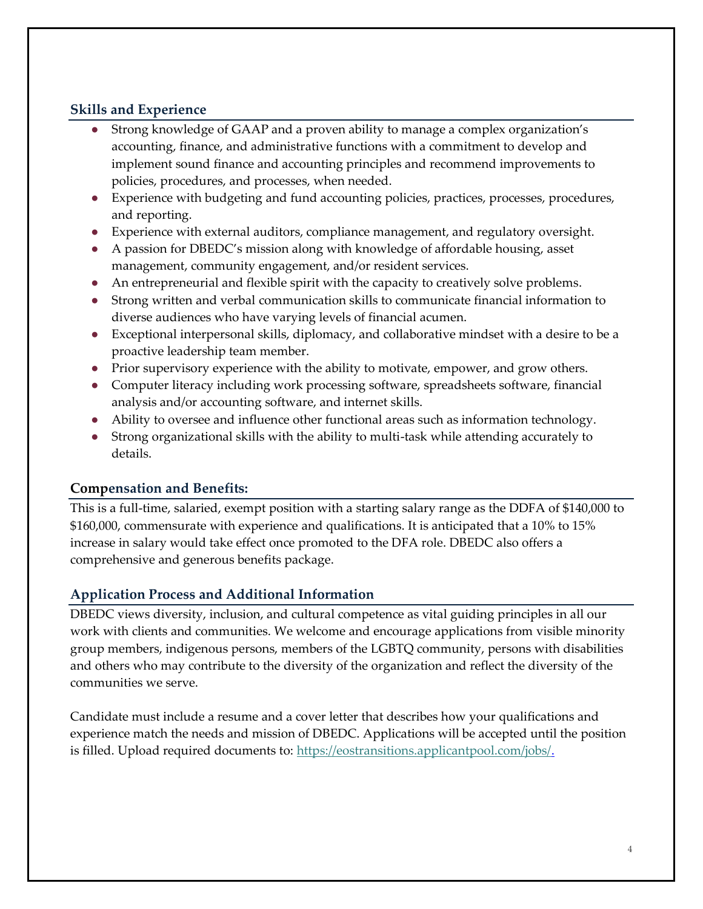## Skills and Experience

- Strong knowledge of GAAP and a proven ability to manage a complex organization's accounting, finance, and administrative functions with a commitment to develop and implement sound finance and accounting principles and recommend improvements to policies, procedures, and processes, when needed.
- Experience with budgeting and fund accounting policies, practices, processes, procedures, and reporting.
- Experience with external auditors, compliance management, and regulatory oversight.
- A passion for DBEDC's mission along with knowledge of affordable housing, asset management, community engagement, and/or resident services.
- An entrepreneurial and flexible spirit with the capacity to creatively solve problems.
- Strong written and verbal communication skills to communicate financial information to diverse audiences who have varying levels of financial acumen.
- Exceptional interpersonal skills, diplomacy, and collaborative mindset with a desire to be a proactive leadership team member.
- Prior supervisory experience with the ability to motivate, empower, and grow others.
- Computer literacy including work processing software, spreadsheets software, financial analysis and/or accounting software, and internet skills.
- Ability to oversee and influence other functional areas such as information technology.
- Strong organizational skills with the ability to multi-task while attending accurately to details.

## Compensation and Benefits:

This is a full-time, salaried, exempt position with a starting salary range as the DDFA of $140,000 to $160,000, commensurate with experience and qualifications. It is anticipated that a 10% to 15% increase in salary would take effect once promoted to the DFA role. DBEDC also offers a comprehensive and generous benefits package.

## Application Process and Additional Information

DBEDC views diversity, inclusion, and cultural competence as vital guiding principles in all our work with clients and communities. We welcome and encourage applications from visible minority group members, indigenous persons, members of the LGBTQ community, persons with disabilities and others who may contribute to the diversity of the organization and reflect the diversity of the communities we serve.

Candidate must include a resume and a cover letter that describes how your qualifications and experience match the needs and mission of DBEDC. Applications will be accepted until the position is filled. Upload required documents to: [https://eostransitions.applicantpool.com/jobs/.](https://eostransitions.applicantpool.com/jobs/)